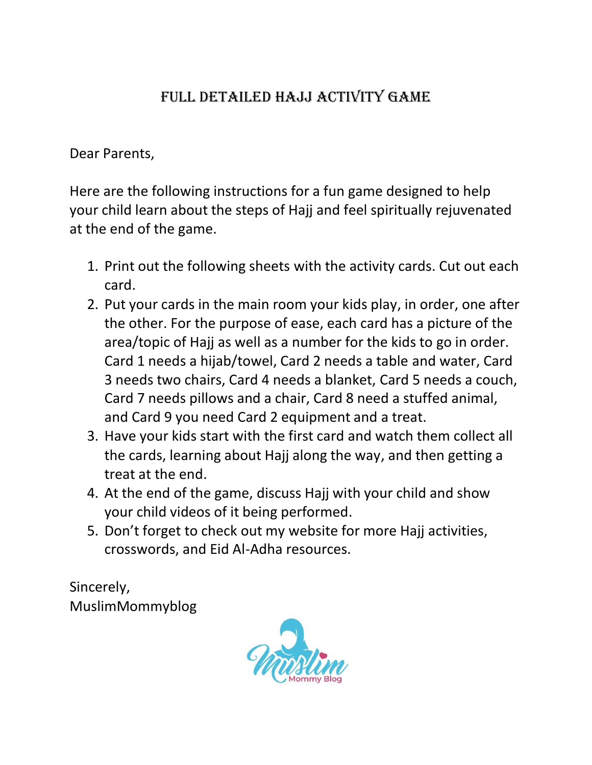# Full Detailed Hajj Activity Game

Dear Parents,

Here are the following instructions for a fun game designed to help your child learn about the steps of Hajj and feel spiritually rejuvenated at the end of the game.

1. Print out the following sheets with the activity cards. Cut out each card.
2. Put your cards in the main room your kids play, in order, one after the other. For the purpose of ease, each card has a picture of the area/topic of Hajj as well as a number for the kids to go in order. Card 1 needs a hijab/towel, Card 2 needs a table and water, Card 3 needs two chairs, Card 4 needs a blanket, Card 5 needs a couch, Card 7 needs pillows and a chair, Card 8 need a stuffed animal, and Card 9 you need Card 2 equipment and a treat.
3. Have your kids start with the first card and watch them collect all the cards, learning about Hajj along the way, and then getting a treat at the end.
4. At the end of the game, discuss Hajj with your child and show your child videos of it being performed.
5. Don't forget to check out my website for more Hajj activities, crosswords, and Eid Al-Adha resources.

Sincerely,
MuslimMommyblog

Muslim Mommy Blog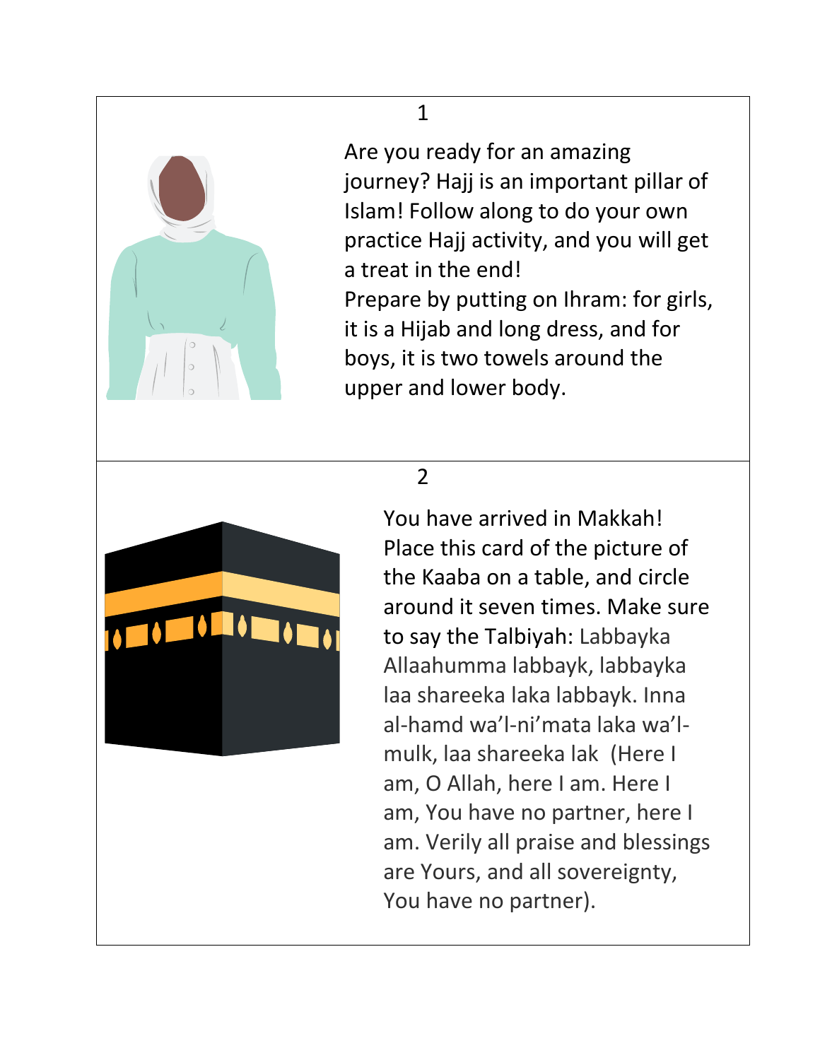1

Are you ready for an amazing journey? Hajj is an important pillar of Islam! Follow along to do your own practice Hajj activity, and you will get a treat in the end!

Prepare by putting on Ihram: for girls, it is a Hijab and long dress, and for boys, it is two towels around the upper and lower body.

2

You have arrived in Makkah! Place this card of the picture of the Kaaba on a table, and circle around it seven times. Make sure to say the Talbiyah: Labbayka Allaahumma labbayk, labbayka laa shareeka laka labbayk. Inna al-hamd wa'l-ni'mata laka wa'l-mulk, laa shareeka lak (Here I am, O Allah, here I am. Here I am, You have no partner, here I am. Verily all praise and blessings are Yours, and all sovereignty, You have no partner).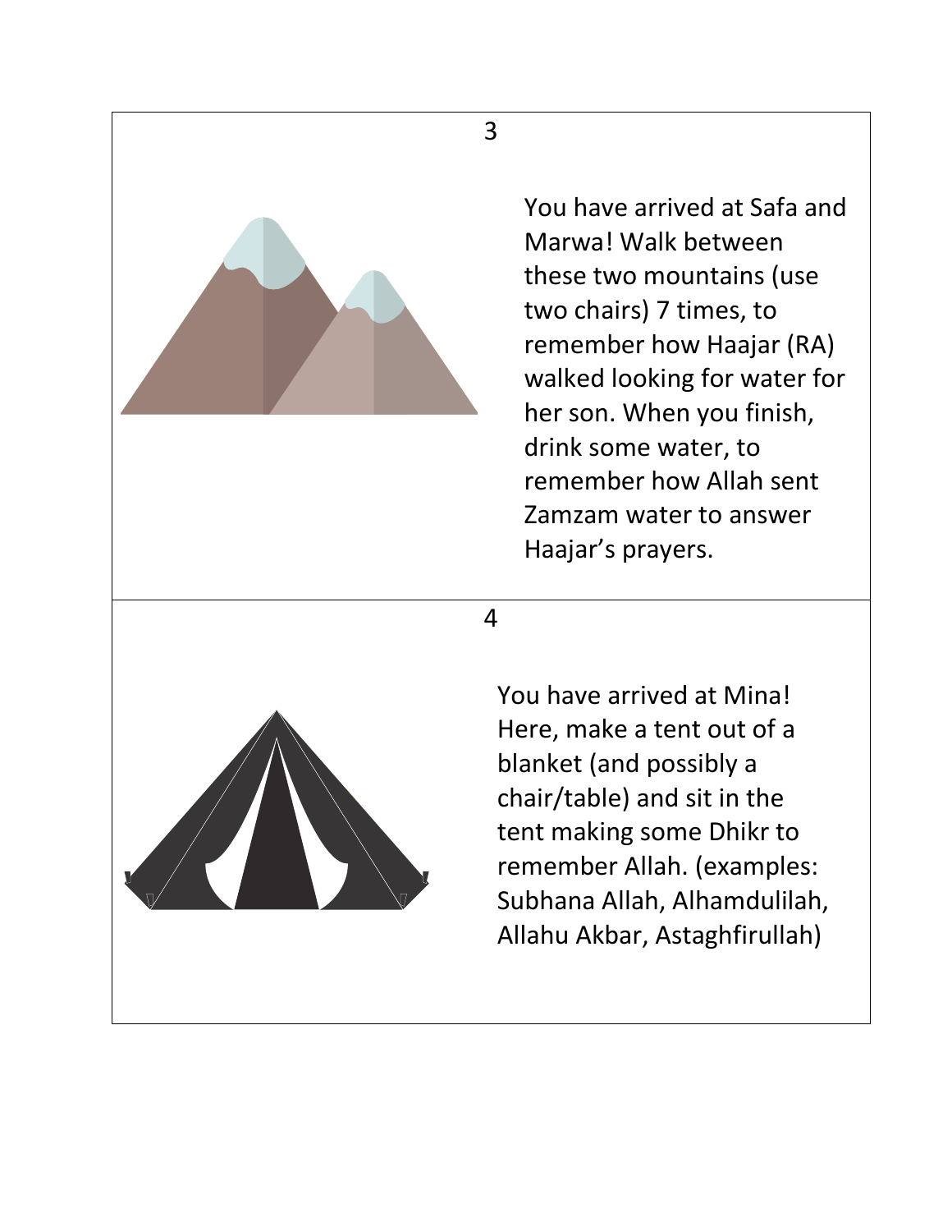3

You have arrived at Safa and Marwa! Walk between these two mountains (use two chairs) 7 times, to remember how Haajar (RA) walked looking for water for her son. When you finish, drink some water, to remember how Allah sent Zamzam water to answer Haajar's prayers.

4

You have arrived at Mina! Here, make a tent out of a blanket (and possibly a chair/table) and sit in the tent making some Dhikr to remember Allah. (examples: Subhana Allah, Alhamdulilah, Allahu Akbar, Astaghfirullah)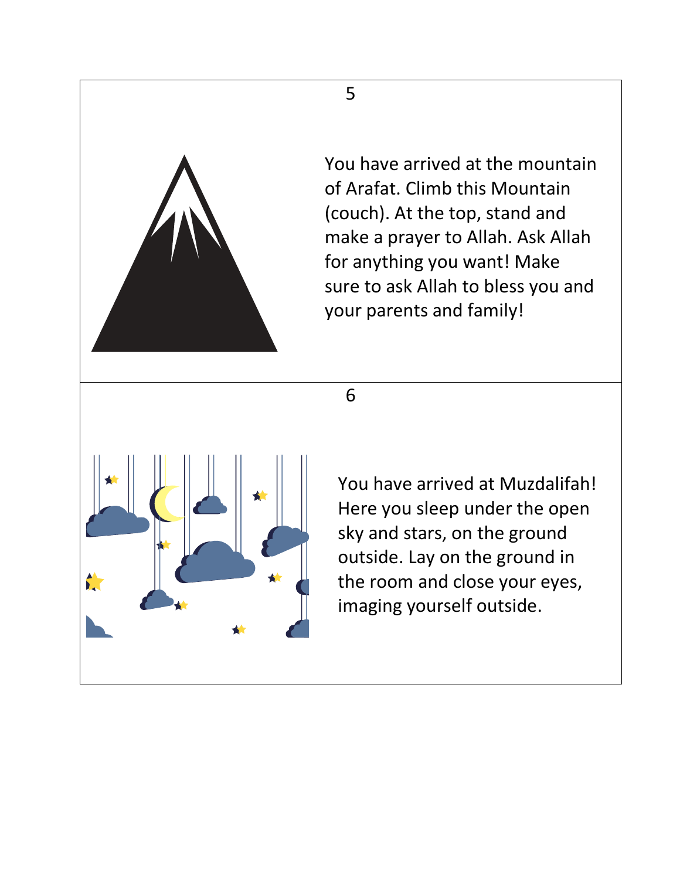5

You have arrived at the mountain of Arafat. Climb this Mountain (couch). At the top, stand and make a prayer to Allah. Ask Allah for anything you want! Make sure to ask Allah to bless you and your parents and family!

6

You have arrived at Muzdalifah! Here you sleep under the open sky and stars, on the ground outside. Lay on the ground in the room and close your eyes, imaging yourself outside.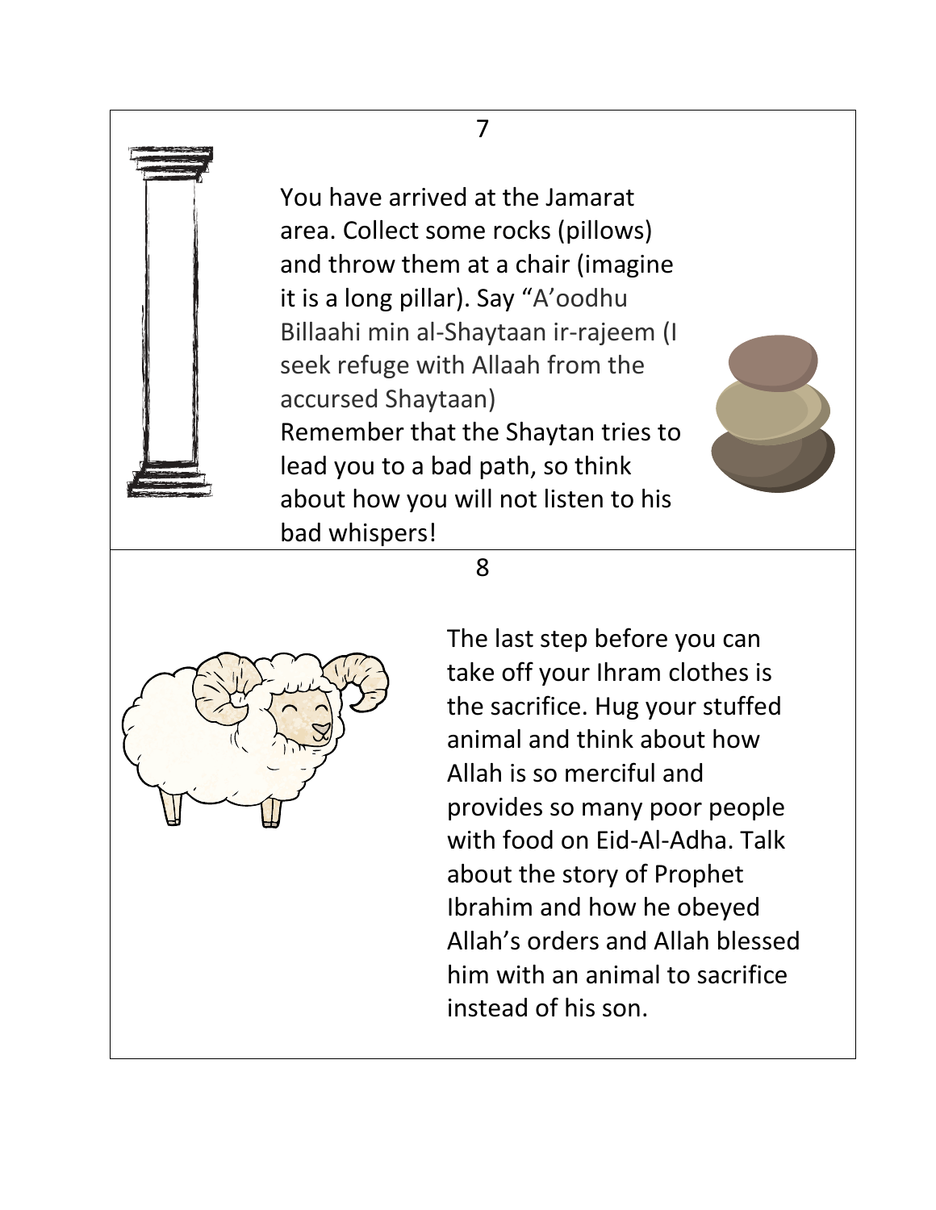7

You have arrived at the Jamarat area. Collect some rocks (pillows) and throw them at a chair (imagine it is a long pillar). Say "A'oodhu Billaahi min al-Shaytaan ir-rajeem (I seek refuge with Allaah from the accursed Shaytaan)
Remember that the Shaytan tries to lead you to a bad path, so think about how you will not listen to his bad whispers!

8

The last step before you can take off your Ihram clothes is the sacrifice. Hug your stuffed animal and think about how Allah is so merciful and provides so many poor people with food on Eid-Al-Adha. Talk about the story of Prophet Ibrahim and how he obeyed Allah's orders and Allah blessed him with an animal to sacrifice instead of his son.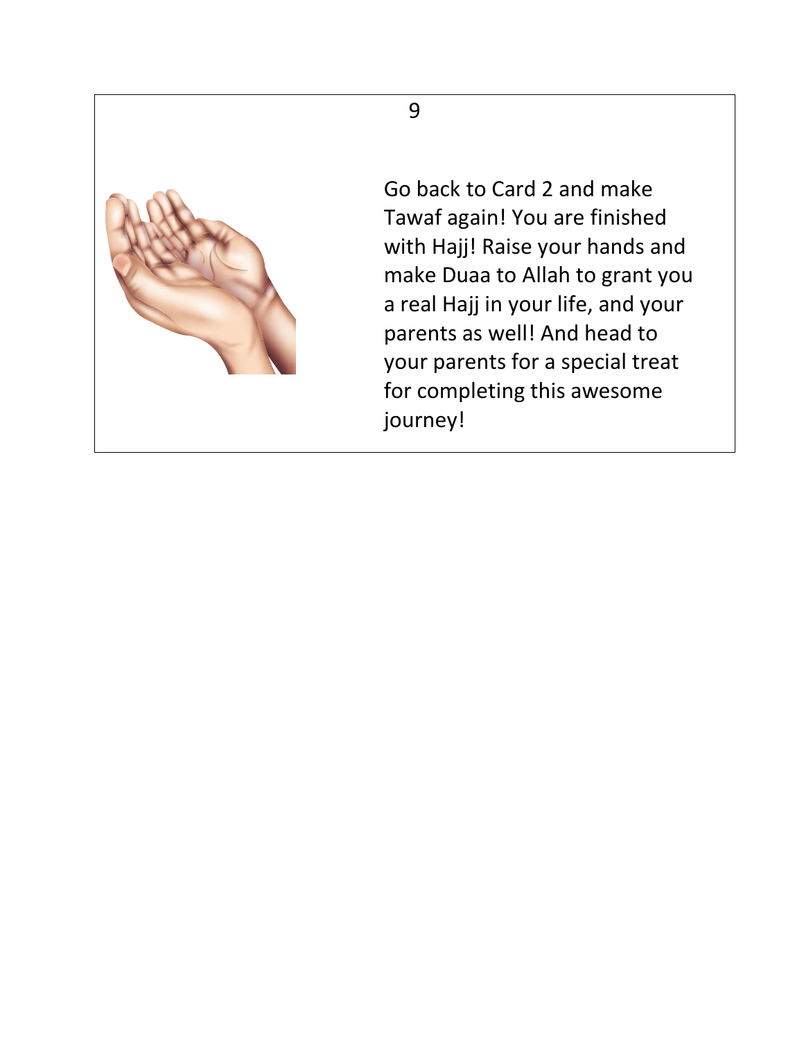9

Go back to Card 2 and make Tawaf again! You are finished with Hajj! Raise your hands and make Duaa to Allah to grant you a real Hajj in your life, and your parents as well! And head to your parents for a special treat for completing this awesome journey!